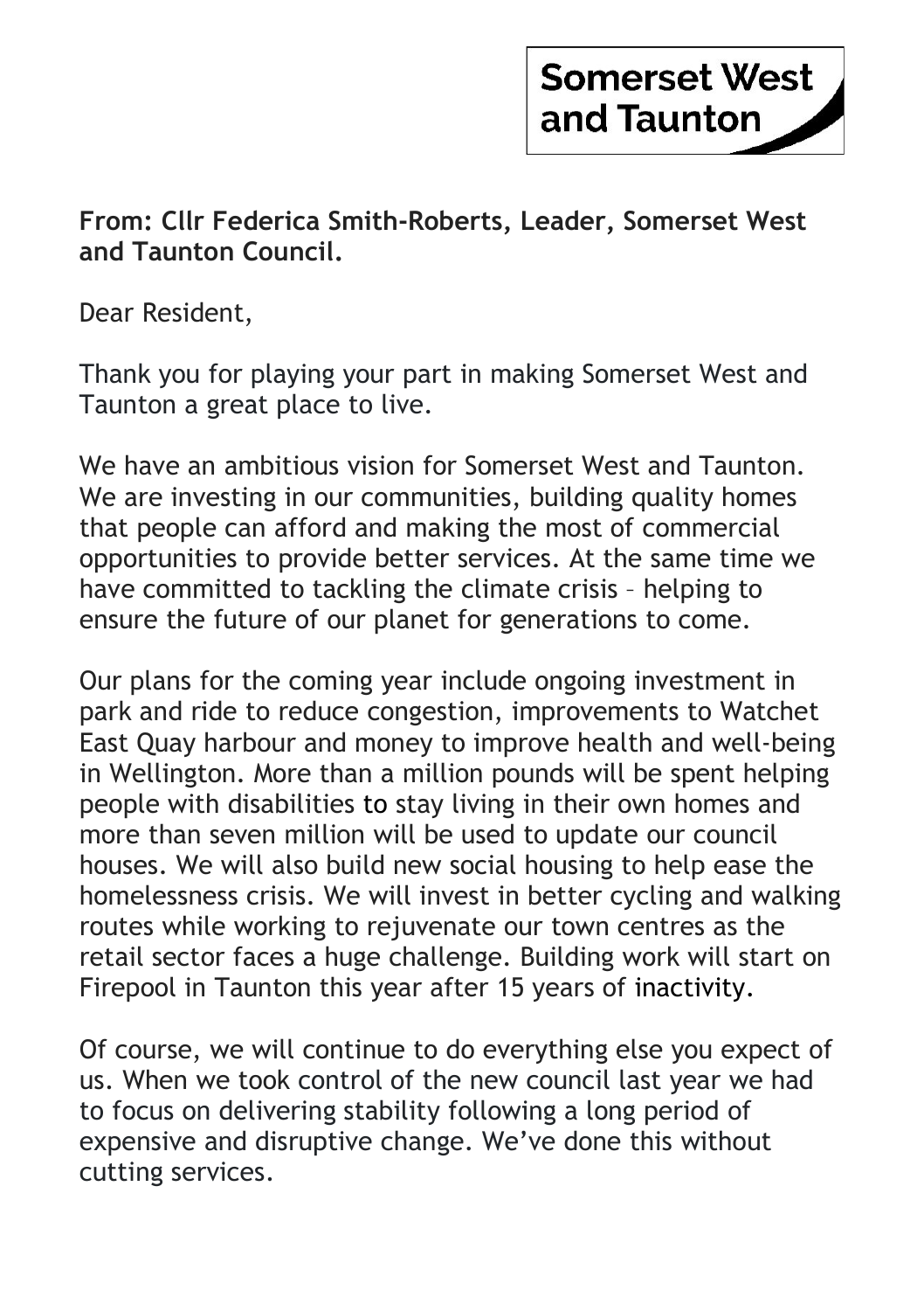Somerset West and Taunton

**From: Cllr Federica Smith-Roberts, Leader, Somerset West and Taunton Council.**

Dear Resident,

Thank you for playing your part in making Somerset West and Taunton a great place to live.

We have an ambitious vision for Somerset West and Taunton. We are investing in our communities, building quality homes that people can afford and making the most of commercial opportunities to provide better services. At the same time we have committed to tackling the climate crisis – helping to ensure the future of our planet for generations to come.

Our plans for the coming year include ongoing investment in park and ride to reduce congestion, improvements to Watchet East Quay harbour and money to improve health and well-being in Wellington. More than a million pounds will be spent helping people with disabilities to stay living in their own homes and more than seven million will be used to update our council houses. We will also build new social housing to help ease the homelessness crisis. We will invest in better cycling and walking routes while working to rejuvenate our town centres as the retail sector faces a huge challenge. Building work will start on Firepool in Taunton this year after 15 years of inactivity.

Of course, we will continue to do everything else you expect of us. When we took control of the new council last year we had to focus on delivering stability following a long period of expensive and disruptive change. We've done this without cutting services.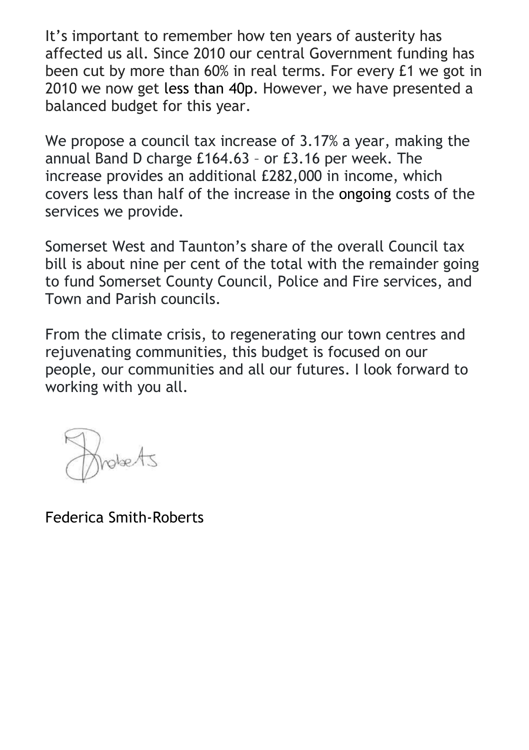It’s important to remember how ten years of austerity has affected us all. Since 2010 our central Government funding has been cut by more than 60% in real terms. For every £1 we got in 2010 we now get less than 40p. However, we have presented a balanced budget for this year.

We propose a council tax increase of 3.17% a year, making the annual Band D charge £164.63 – or £3.16 per week. The increase provides an additional £282,000 in income, which covers less than half of the increase in the ongoing costs of the services we provide.

Somerset West and Taunton’s share of the overall Council tax bill is about nine per cent of the total with the remainder going to fund Somerset County Council, Police and Fire services, and Town and Parish councils.

From the climate crisis, to regenerating our town centres and rejuvenating communities, this budget is focused on our people, our communities and all our futures. I look forward to working with you all.

Federica Smith-Roberts